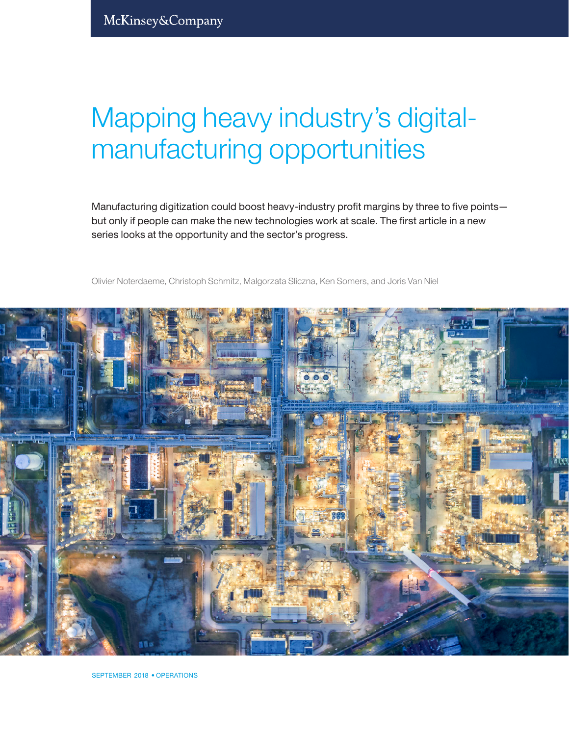McKinsey&Company

# Mapping heavy industry's digital-manufacturing opportunities

Manufacturing digitization could boost heavy-industry profit margins by three to five points—but only if people can make the new technologies work at scale. The first article in a new series looks at the opportunity and the sector's progress.

Olivier Noterdaeme, Christoph Schmitz, Malgorzata Sliczna, Ken Somers, and Joris Van Niel

SEPTEMBER 2018 • OPERATIONS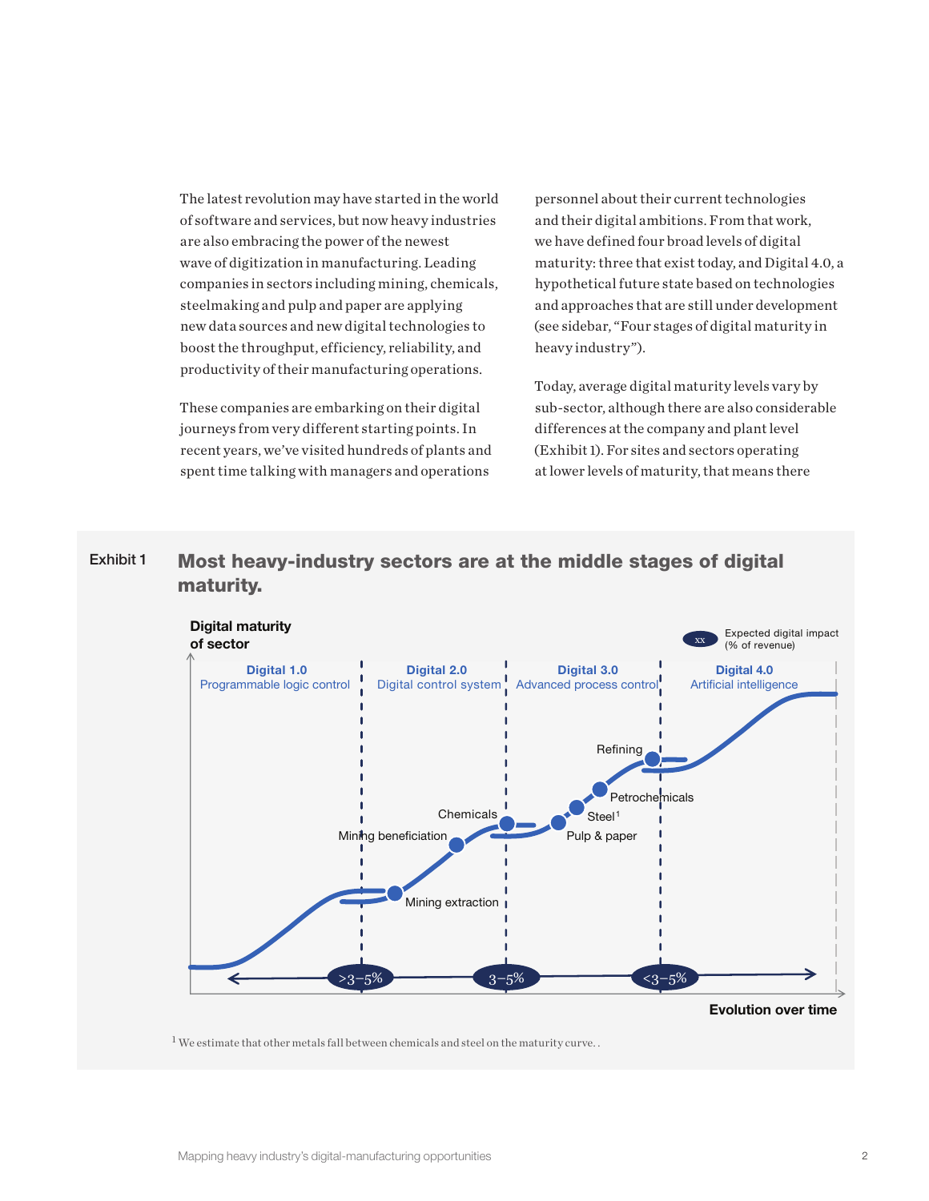The latest revolution may have started in the world of software and services, but now heavy industries are also embracing the power of the newest wave of digitization in manufacturing. Leading companies in sectors including mining, chemicals, steelmaking and pulp and paper are applying new data sources and new digital technologies to boost the throughput, efficiency, reliability, and productivity of their manufacturing operations.

These companies are embarking on their digital journeys from very different starting points. In recent years, we've visited hundreds of plants and spent time talking with managers and operations personnel about their current technologies and their digital ambitions. From that work, we have defined four broad levels of digital maturity: three that exist today, and Digital 4.0, a hypothetical future state based on technologies and approaches that are still under development (see sidebar, "Four stages of digital maturity in heavy industry").

Today, average digital maturity levels vary by sub-sector, although there are also considerable differences at the company and plant level (Exhibit 1). For sites and sectors operating at lower levels of maturity, that means there

Exhibit 1

**Most heavy-industry sectors are at the middle stages of digital maturity.**

**Digital maturity of sector**

Expected digital impact (% of revenue)

| Digital 1.0 | Digital 2.0 | Digital 3.0 | Digital 4.0 |
| --- | --- | --- | --- |
| Programmable logic control | Digital control system | Advanced process control | Artificial intelligence |
| Mining extraction | Mining beneficiation, Chemicals | Pulp & paper, Steel[1], Petrochemicals, Refining | |
| >3–5% | 3–5% | <3–5% | |

**Evolution over time**

[1] We estimate that other metals fall between chemicals and steel on the maturity curve. .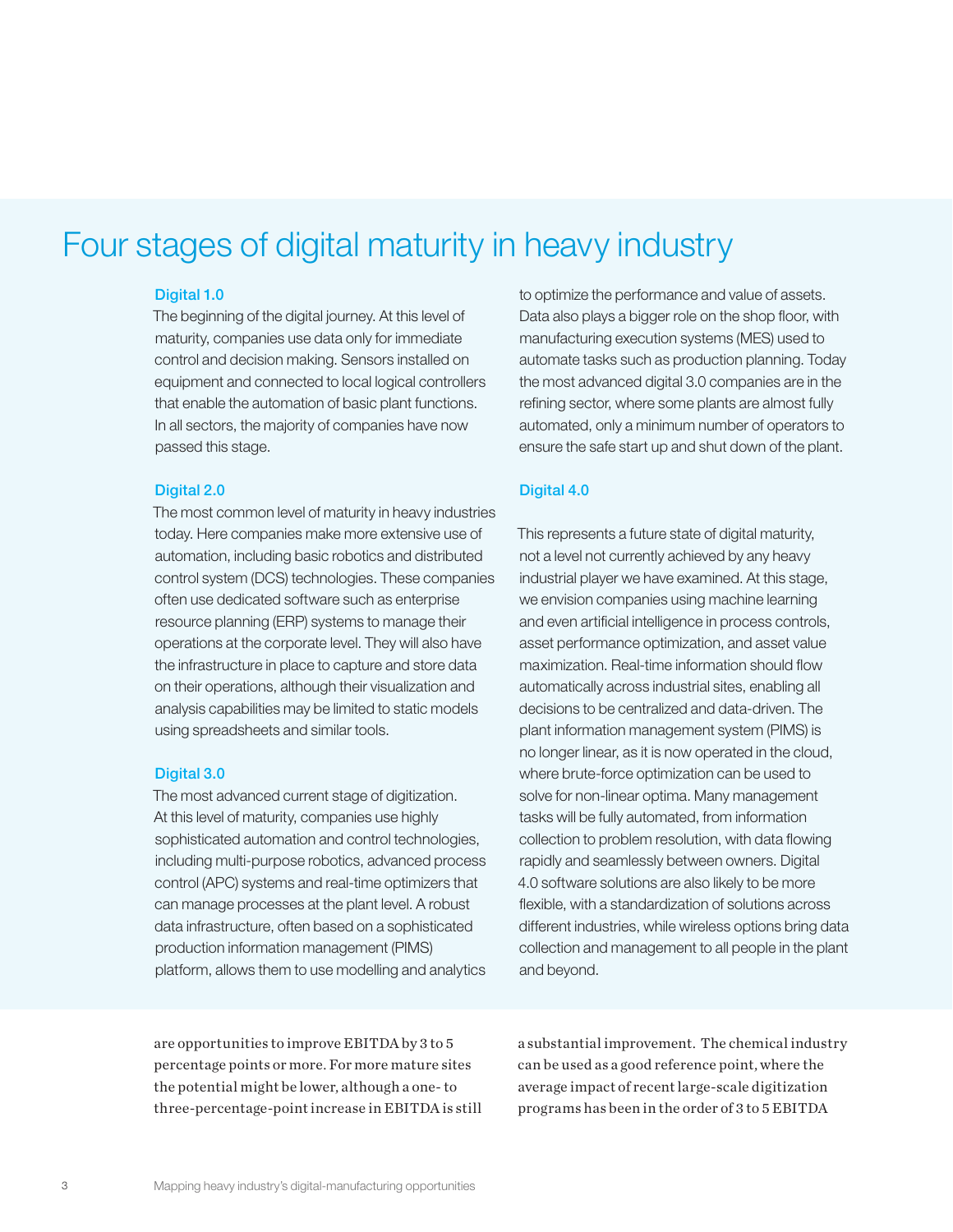# Four stages of digital maturity in heavy industry

### Digital 1.0

The beginning of the digital journey. At this level of maturity, companies use data only for immediate control and decision making. Sensors installed on equipment and connected to local logical controllers that enable the automation of basic plant functions. In all sectors, the majority of companies have now passed this stage.

### Digital 2.0

The most common level of maturity in heavy industries today. Here companies make more extensive use of automation, including basic robotics and distributed control system (DCS) technologies. These companies often use dedicated software such as enterprise resource planning (ERP) systems to manage their operations at the corporate level. They will also have the infrastructure in place to capture and store data on their operations, although their visualization and analysis capabilities may be limited to static models using spreadsheets and similar tools.

### Digital 3.0

The most advanced current stage of digitization. At this level of maturity, companies use highly sophisticated automation and control technologies, including multi-purpose robotics, advanced process control (APC) systems and real-time optimizers that can manage processes at the plant level. A robust data infrastructure, often based on a sophisticated production information management (PIMS) platform, allows them to use modelling and analytics to optimize the performance and value of assets. Data also plays a bigger role on the shop floor, with manufacturing execution systems (MES) used to automate tasks such as production planning. Today the most advanced digital 3.0 companies are in the refining sector, where some plants are almost fully automated, only a minimum number of operators to ensure the safe start up and shut down of the plant.

### Digital 4.0

This represents a future state of digital maturity, not a level not currently achieved by any heavy industrial player we have examined. At this stage, we envision companies using machine learning and even artificial intelligence in process controls, asset performance optimization, and asset value maximization. Real-time information should flow automatically across industrial sites, enabling all decisions to be centralized and data-driven. The plant information management system (PIMS) is no longer linear, as it is now operated in the cloud, where brute-force optimization can be used to solve for non-linear optima. Many management tasks will be fully automated, from information collection to problem resolution, with data flowing rapidly and seamlessly between owners. Digital 4.0 software solutions are also likely to be more flexible, with a standardization of solutions across different industries, while wireless options bring data collection and management to all people in the plant and beyond.

are opportunities to improve EBITDA by 3 to 5 percentage points or more. For more mature sites the potential might be lower, although a one- to three-percentage-point increase in EBITDA is still a substantial improvement. The chemical industry can be used as a good reference point, where the average impact of recent large-scale digitization programs has been in the order of 3 to 5 EBITDA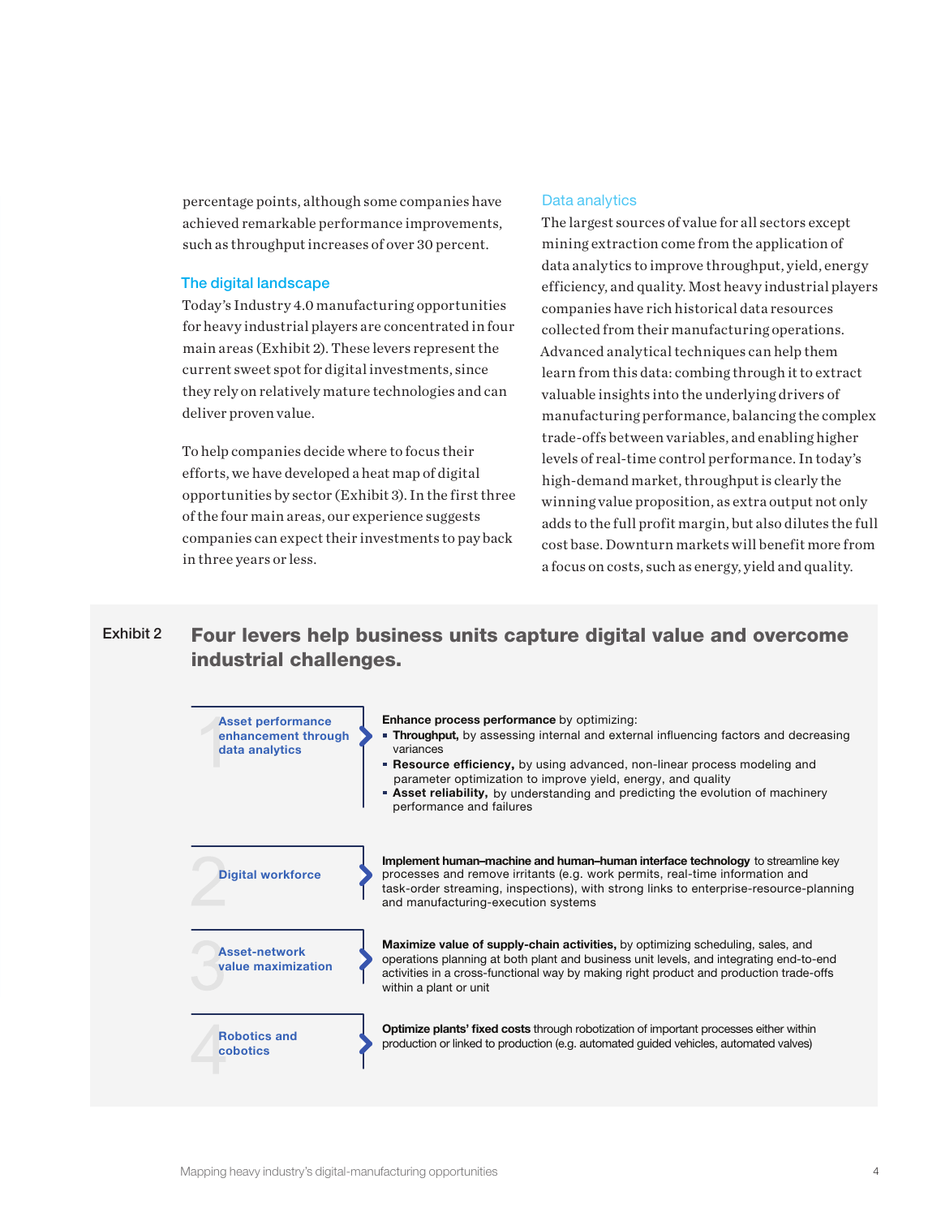percentage points, although some companies have achieved remarkable performance improvements, such as throughput increases of over 30 percent.

## The digital landscape

Today's Industry 4.0 manufacturing opportunities for heavy industrial players are concentrated in four main areas (Exhibit 2). These levers represent the current sweet spot for digital investments, since they rely on relatively mature technologies and can deliver proven value.

To help companies decide where to focus their efforts, we have developed a heat map of digital opportunities by sector (Exhibit 3). In the first three of the four main areas, our experience suggests companies can expect their investments to pay back in three years or less.

## Data analytics

The largest sources of value for all sectors except mining extraction come from the application of data analytics to improve throughput, yield, energy efficiency, and quality. Most heavy industrial players companies have rich historical data resources collected from their manufacturing operations. Advanced analytical techniques can help them learn from this data: combing through it to extract valuable insights into the underlying drivers of manufacturing performance, balancing the complex trade-offs between variables, and enabling higher levels of real-time control performance. In today's high-demand market, throughput is clearly the winning value proposition, as extra output not only adds to the full profit margin, but also dilutes the full cost base. Downturn markets will benefit more from a focus on costs, such as energy, yield and quality.

Exhibit 2

**Four levers help business units capture digital value and overcome industrial challenges.**

| Lever | Description |
| --- | --- |
| 1 Asset performance enhancement through data analytics | **Enhance process performance** by optimizing: <br>▪ **Throughput,** by assessing internal and external influencing factors and decreasing variances <br>▪ **Resource efficiency,** by using advanced, non-linear process modeling and parameter optimization to improve yield, energy, and quality <br>▪ **Asset reliability,** by understanding and predicting the evolution of machinery performance and failures |
| 2 Digital workforce | **Implement human–machine and human–human interface technology** to streamline key processes and remove irritants (e.g. work permits, real-time information and task-order streaming, inspections), with strong links to enterprise-resource-planning and manufacturing-execution systems |
| 3 Asset-network value maximization | **Maximize value of supply-chain activities,** by optimizing scheduling, sales, and operations planning at both plant and business unit levels, and integrating end-to-end activities in a cross-functional way by making right product and production trade-offs within a plant or unit |
| 4 Robotics and cobotics | **Optimize plants' fixed costs** through robotization of important processes either within production or linked to production (e.g. automated guided vehicles, automated valves) |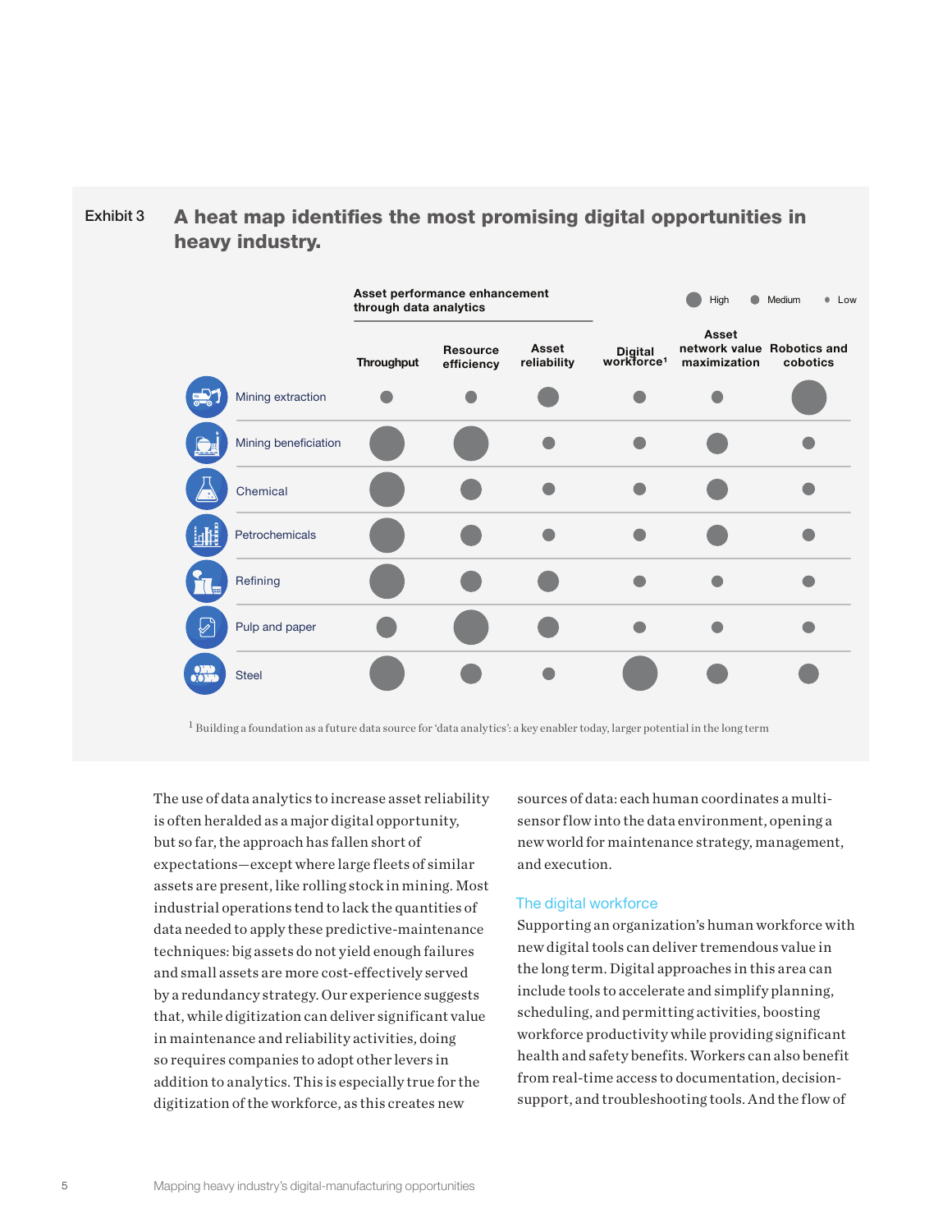**Exhibit 3**

## A heat map identifies the most promising digital opportunities in heavy industry.

| | Asset performance enhancement through data analytics | | | | | |
|---|---|---|---|---|---|---|
| | Throughput | Resource efficiency | Asset reliability | Digital workforce[1] | Asset network value maximization | Robotics and cobotics |
| Mining extraction | Low | Low | Medium | Low | Low | High |
| Mining beneficiation | High | High | Low | Low | Medium | Low |
| Chemical | High | Medium | Low | Low | Medium | Low |
| Petrochemicals | High | Medium | Low | Low | Medium | Low |
| Refining | High | Medium | Medium | Low | Low | Low |
| Pulp and paper | Medium | High | Medium | Low | Low | Low |
| Steel | High | Medium | Low | High | Medium | Medium |

Legend: High / Medium / Low

[1] Building a foundation as a future data source for 'data analytics': a key enabler today, larger potential in the long term

The use of data analytics to increase asset reliability is often heralded as a major digital opportunity, but so far, the approach has fallen short of expectations—except where large fleets of similar assets are present, like rolling stock in mining. Most industrial operations tend to lack the quantities of data needed to apply these predictive-maintenance techniques: big assets do not yield enough failures and small assets are more cost-effectively served by a redundancy strategy. Our experience suggests that, while digitization can deliver significant value in maintenance and reliability activities, doing so requires companies to adopt other levers in addition to analytics. This is especially true for the digitization of the workforce, as this creates new sources of data: each human coordinates a multi-sensor flow into the data environment, opening a new world for maintenance strategy, management, and execution.

### The digital workforce

Supporting an organization's human workforce with new digital tools can deliver tremendous value in the long term. Digital approaches in this area can include tools to accelerate and simplify planning, scheduling, and permitting activities, boosting workforce productivity while providing significant health and safety benefits. Workers can also benefit from real-time access to documentation, decision-support, and troubleshooting tools. And the flow of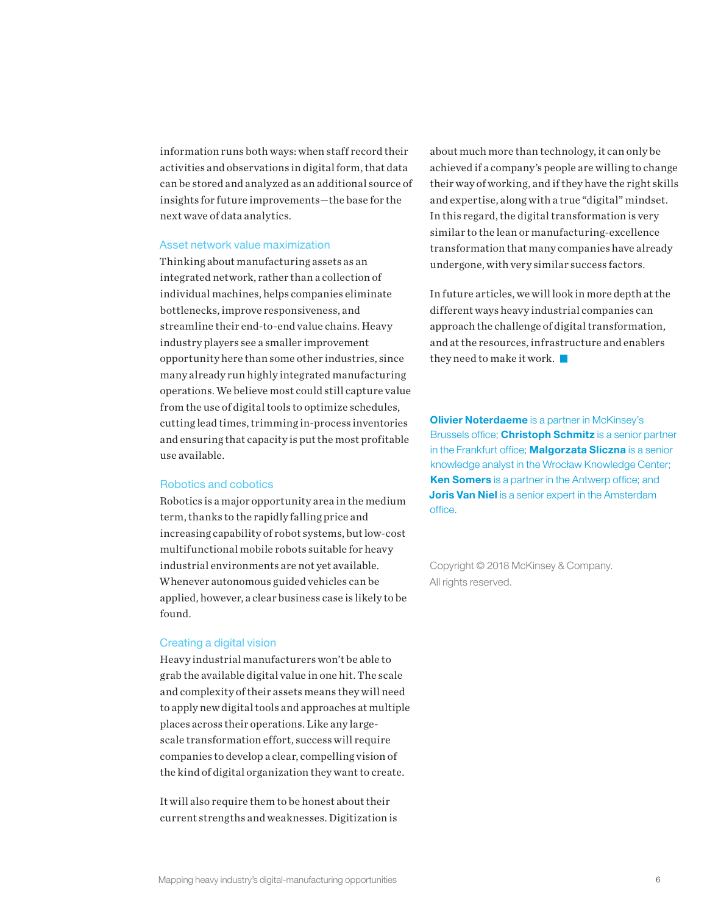information runs both ways: when staff record their activities and observations in digital form, that data can be stored and analyzed as an additional source of insights for future improvements—the base for the next wave of data analytics.

### Asset network value maximization

Thinking about manufacturing assets as an integrated network, rather than a collection of individual machines, helps companies eliminate bottlenecks, improve responsiveness, and streamline their end-to-end value chains. Heavy industry players see a smaller improvement opportunity here than some other industries, since many already run highly integrated manufacturing operations. We believe most could still capture value from the use of digital tools to optimize schedules, cutting lead times, trimming in-process inventories and ensuring that capacity is put the most profitable use available.

### Robotics and cobotics

Robotics is a major opportunity area in the medium term, thanks to the rapidly falling price and increasing capability of robot systems, but low-cost multifunctional mobile robots suitable for heavy industrial environments are not yet available. Whenever autonomous guided vehicles can be applied, however, a clear business case is likely to be found.

### Creating a digital vision

Heavy industrial manufacturers won't be able to grab the available digital value in one hit. The scale and complexity of their assets means they will need to apply new digital tools and approaches at multiple places across their operations. Like any large-scale transformation effort, success will require companies to develop a clear, compelling vision of the kind of digital organization they want to create.

It will also require them to be honest about their current strengths and weaknesses. Digitization is about much more than technology, it can only be achieved if a company's people are willing to change their way of working, and if they have the right skills and expertise, along with a true "digital" mindset. In this regard, the digital transformation is very similar to the lean or manufacturing-excellence transformation that many companies have already undergone, with very similar success factors.

In future articles, we will look in more depth at the different ways heavy industrial companies can approach the challenge of digital transformation, and at the resources, infrastructure and enablers they need to make it work. ■

**Olivier Noterdaeme** is a partner in McKinsey's Brussels office; **Christoph Schmitz** is a senior partner in the Frankfurt office; **Malgorzata Sliczna** is a senior knowledge analyst in the Wrocław Knowledge Center; **Ken Somers** is a partner in the Antwerp office; and **Joris Van Niel** is a senior expert in the Amsterdam office.

Copyright © 2018 McKinsey & Company.
All rights reserved.